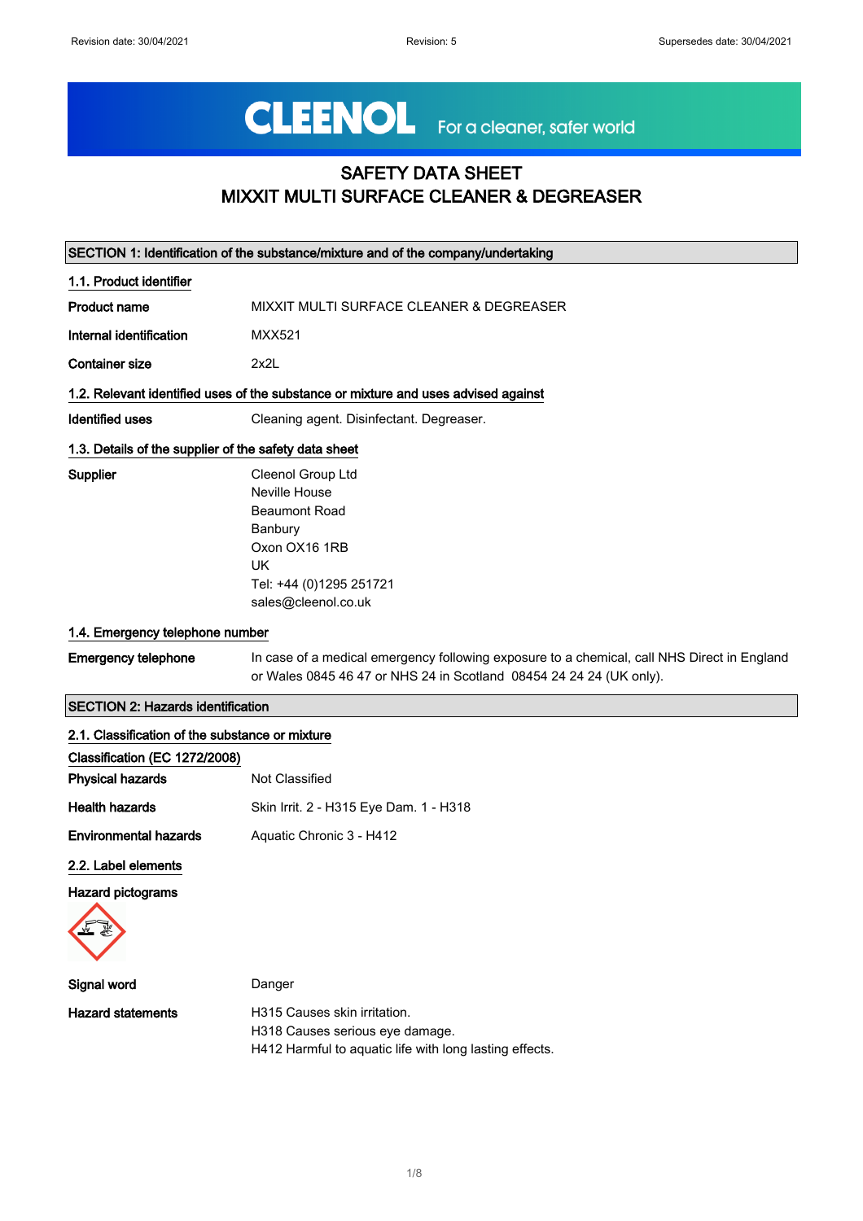Revision date: 30/04/2021 | Revision: 5 | Supersedes date: 30/04/2021

**CLEENOL** For a cleaner, safer world

# SAFETY DATA SHEET
# MIXXIT MULTI SURFACE CLEANER & DEGREASER

## SECTION 1: Identification of the substance/mixture and of the company/undertaking

### 1.1. Product identifier

**Product name** MIXXIT MULTI SURFACE CLEANER & DEGREASER

**Internal identification** MXX521

**Container size** 2x2L

### 1.2. Relevant identified uses of the substance or mixture and uses advised against

**Identified uses** Cleaning agent. Disinfectant. Degreaser.

### 1.3. Details of the supplier of the safety data sheet

**Supplier**
Cleenol Group Ltd
Neville House
Beaumont Road
Banbury
Oxon OX16 1RB
UK
Tel: +44 (0)1295 251721
sales@cleenol.co.uk

### 1.4. Emergency telephone number

**Emergency telephone** In case of a medical emergency following exposure to a chemical, call NHS Direct in England or Wales 0845 46 47 or NHS 24 in Scotland 08454 24 24 24 (UK only).

## SECTION 2: Hazards identification

### 2.1. Classification of the substance or mixture

**Classification (EC 1272/2008)**

**Physical hazards** Not Classified

**Health hazards** Skin Irrit. 2 - H315 Eye Dam. 1 - H318

**Environmental hazards** Aquatic Chronic 3 - H412

### 2.2. Label elements

**Hazard pictograms**

**Signal word** Danger

**Hazard statements**
H315 Causes skin irritation.
H318 Causes serious eye damage.
H412 Harmful to aquatic life with long lasting effects.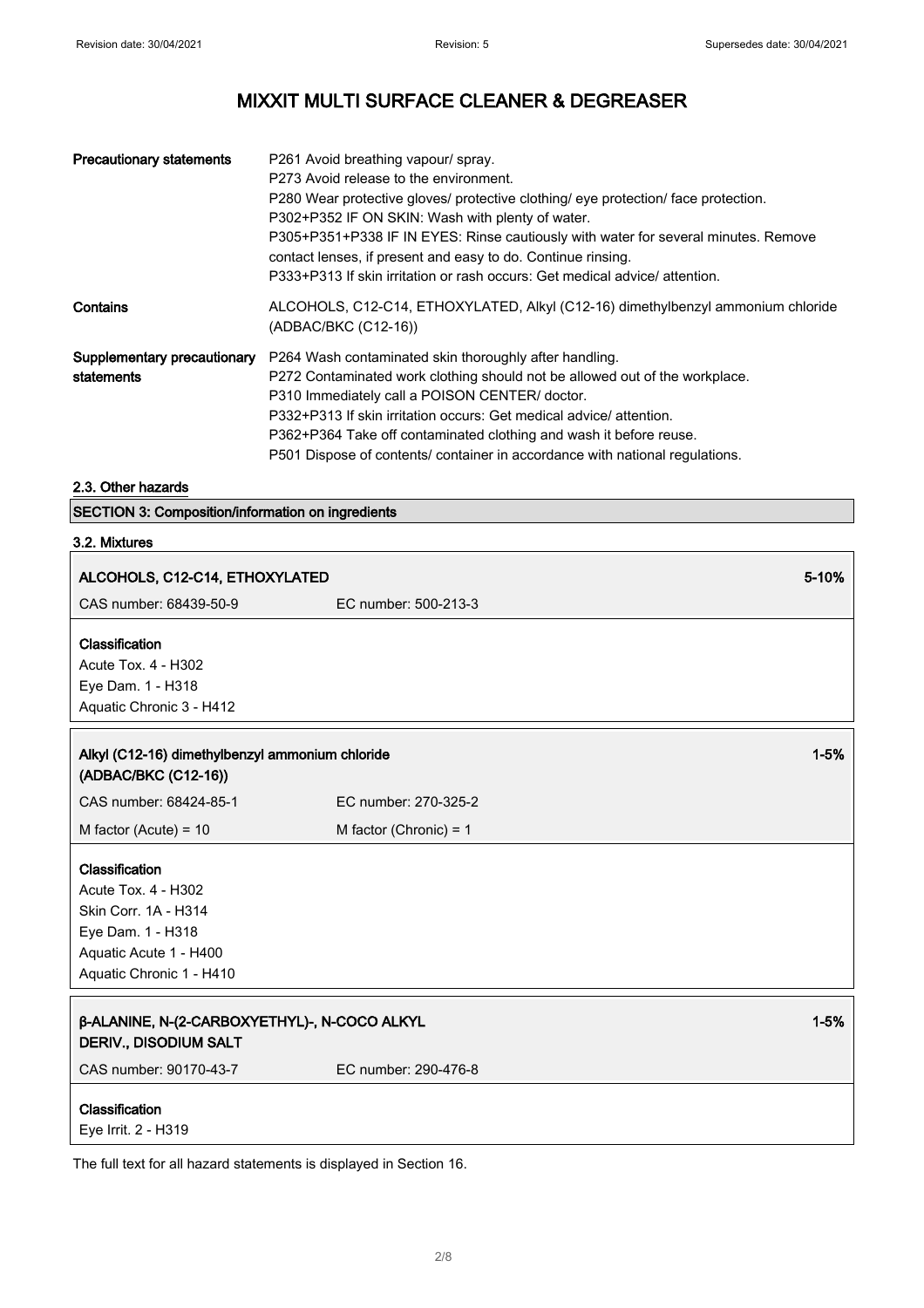# MIXXIT MULTI SURFACE CLEANER & DEGREASER

| | |
|---|---|
| **Precautionary statements** | P261 Avoid breathing vapour/ spray.<br>P273 Avoid release to the environment.<br>P280 Wear protective gloves/ protective clothing/ eye protection/ face protection.<br>P302+P352 IF ON SKIN: Wash with plenty of water.<br>P305+P351+P338 IF IN EYES: Rinse cautiously with water for several minutes. Remove contact lenses, if present and easy to do. Continue rinsing.<br>P333+P313 If skin irritation or rash occurs: Get medical advice/ attention. |
| **Contains** | ALCOHOLS, C12-C14, ETHOXYLATED, Alkyl (C12-16) dimethylbenzyl ammonium chloride (ADBAC/BKC (C12-16)) |
| **Supplementary precautionary statements** | P264 Wash contaminated skin thoroughly after handling.<br>P272 Contaminated work clothing should not be allowed out of the workplace.<br>P310 Immediately call a POISON CENTER/ doctor.<br>P332+P313 If skin irritation occurs: Get medical advice/ attention.<br>P362+P364 Take off contaminated clothing and wash it before reuse.<br>P501 Dispose of contents/ container in accordance with national regulations. |

### 2.3. Other hazards

## SECTION 3: Composition/information on ingredients

### 3.2. Mixtures

**ALCOHOLS, C12-C14, ETHOXYLATED** — 5-10%

CAS number: 68439-50-9 | EC number: 500-213-3

**Classification**

Acute Tox. 4 - H302
Eye Dam. 1 - H318
Aquatic Chronic 3 - H412

**Alkyl (C12-16) dimethylbenzyl ammonium chloride (ADBAC/BKC (C12-16))** — 1-5%

CAS number: 68424-85-1 | EC number: 270-325-2

M factor (Acute) = 10 | M factor (Chronic) = 1

**Classification**

Acute Tox. 4 - H302
Skin Corr. 1A - H314
Eye Dam. 1 - H318
Aquatic Acute 1 - H400
Aquatic Chronic 1 - H410

**β-ALANINE, N-(2-CARBOXYETHYL)-, N-COCO ALKYL DERIV., DISODIUM SALT** — 1-5%

CAS number: 90170-43-7 | EC number: 290-476-8

**Classification**

Eye Irrit. 2 - H319

The full text for all hazard statements is displayed in Section 16.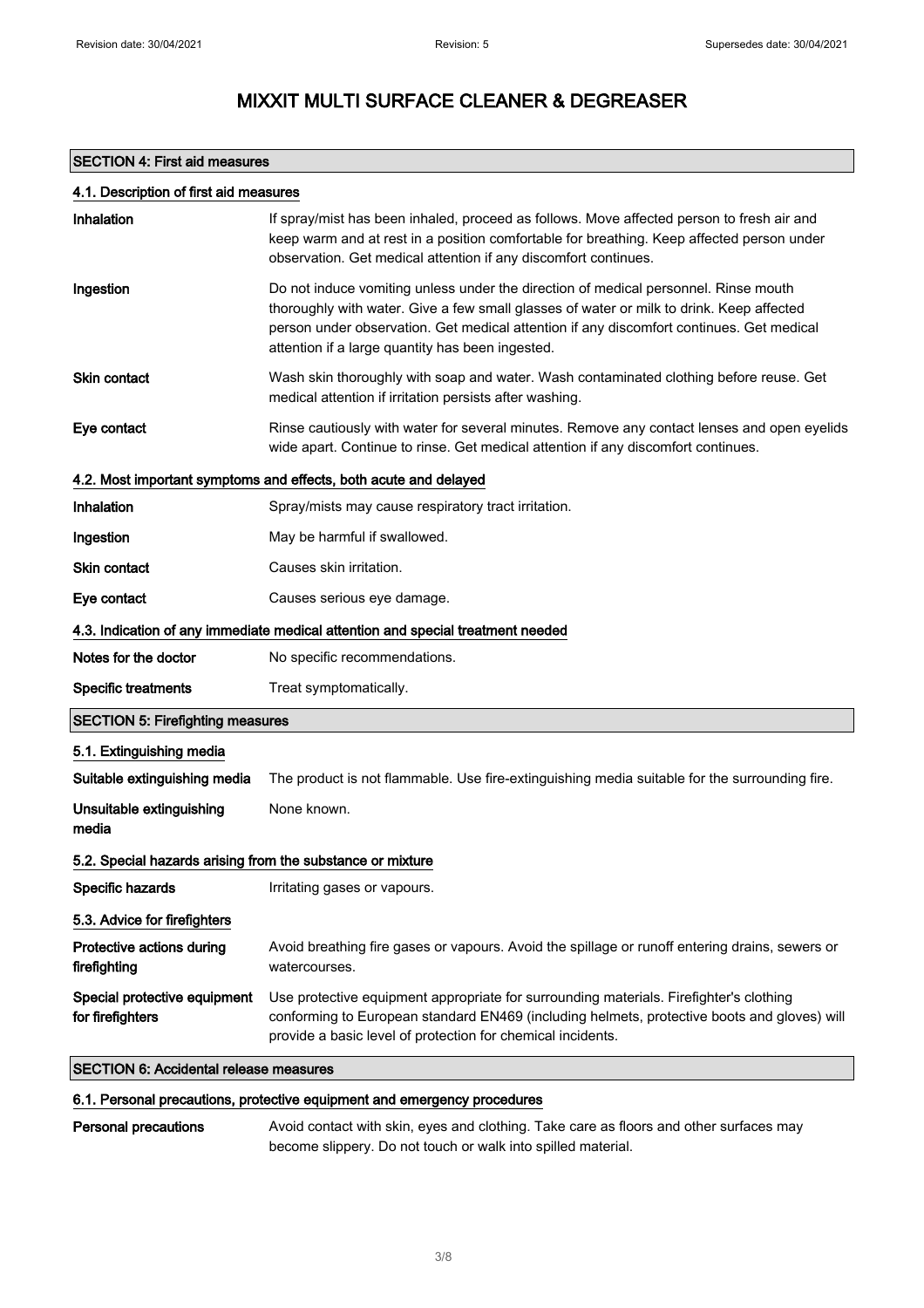# MIXXIT MULTI SURFACE CLEANER & DEGREASER

## SECTION 4: First aid measures

### 4.1. Description of first aid measures

| | |
|---|---|
| **Inhalation** | If spray/mist has been inhaled, proceed as follows. Move affected person to fresh air and keep warm and at rest in a position comfortable for breathing. Keep affected person under observation. Get medical attention if any discomfort continues. |
| **Ingestion** | Do not induce vomiting unless under the direction of medical personnel. Rinse mouth thoroughly with water. Give a few small glasses of water or milk to drink. Keep affected person under observation. Get medical attention if any discomfort continues. Get medical attention if a large quantity has been ingested. |
| **Skin contact** | Wash skin thoroughly with soap and water. Wash contaminated clothing before reuse. Get medical attention if irritation persists after washing. |
| **Eye contact** | Rinse cautiously with water for several minutes. Remove any contact lenses and open eyelids wide apart. Continue to rinse. Get medical attention if any discomfort continues. |

### 4.2. Most important symptoms and effects, both acute and delayed

| | |
|---|---|
| **Inhalation** | Spray/mists may cause respiratory tract irritation. |
| **Ingestion** | May be harmful if swallowed. |
| **Skin contact** | Causes skin irritation. |
| **Eye contact** | Causes serious eye damage. |

### 4.3. Indication of any immediate medical attention and special treatment needed

| | |
|---|---|
| **Notes for the doctor** | No specific recommendations. |
| **Specific treatments** | Treat symptomatically. |

## SECTION 5: Firefighting measures

### 5.1. Extinguishing media

| | |
|---|---|
| **Suitable extinguishing media** | The product is not flammable. Use fire-extinguishing media suitable for the surrounding fire. |
| **Unsuitable extinguishing media** | None known. |

### 5.2. Special hazards arising from the substance or mixture

| | |
|---|---|
| **Specific hazards** | Irritating gases or vapours. |

### 5.3. Advice for firefighters

| | |
|---|---|
| **Protective actions during firefighting** | Avoid breathing fire gases or vapours. Avoid the spillage or runoff entering drains, sewers or watercourses. |
| **Special protective equipment for firefighters** | Use protective equipment appropriate for surrounding materials. Firefighter's clothing conforming to European standard EN469 (including helmets, protective boots and gloves) will provide a basic level of protection for chemical incidents. |

## SECTION 6: Accidental release measures

### 6.1. Personal precautions, protective equipment and emergency procedures

| | |
|---|---|
| **Personal precautions** | Avoid contact with skin, eyes and clothing. Take care as floors and other surfaces may become slippery. Do not touch or walk into spilled material. |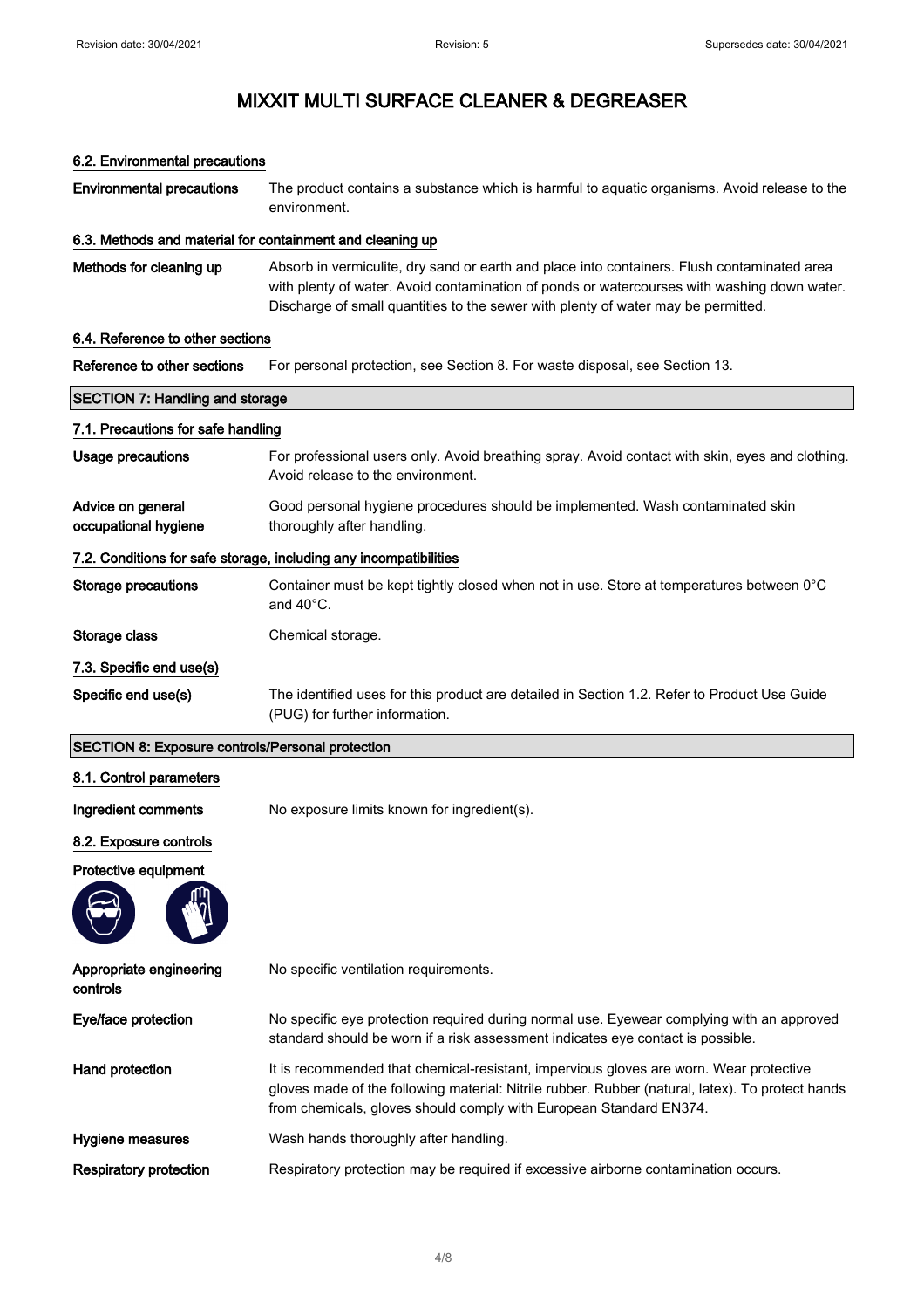# MIXXIT MULTI SURFACE CLEANER & DEGREASER

### 6.2. Environmental precautions

**Environmental precautions** The product contains a substance which is harmful to aquatic organisms. Avoid release to the environment.

### 6.3. Methods and material for containment and cleaning up

**Methods for cleaning up** Absorb in vermiculite, dry sand or earth and place into containers. Flush contaminated area with plenty of water. Avoid contamination of ponds or watercourses with washing down water. Discharge of small quantities to the sewer with plenty of water may be permitted.

### 6.4. Reference to other sections

**Reference to other sections** For personal protection, see Section 8. For waste disposal, see Section 13.

## SECTION 7: Handling and storage

### 7.1. Precautions for safe handling

**Usage precautions** For professional users only. Avoid breathing spray. Avoid contact with skin, eyes and clothing. Avoid release to the environment.

**Advice on general occupational hygiene** Good personal hygiene procedures should be implemented. Wash contaminated skin thoroughly after handling.

### 7.2. Conditions for safe storage, including any incompatibilities

**Storage precautions** Container must be kept tightly closed when not in use. Store at temperatures between 0°C and 40°C.

**Storage class** Chemical storage.

### 7.3. Specific end use(s)

**Specific end use(s)** The identified uses for this product are detailed in Section 1.2. Refer to Product Use Guide (PUG) for further information.

## SECTION 8: Exposure controls/Personal protection

### 8.1. Control parameters

**Ingredient comments** No exposure limits known for ingredient(s).

### 8.2. Exposure controls

**Protective equipment**

**Appropriate engineering controls** No specific ventilation requirements.

**Eye/face protection** No specific eye protection required during normal use. Eyewear complying with an approved standard should be worn if a risk assessment indicates eye contact is possible.

**Hand protection** It is recommended that chemical-resistant, impervious gloves are worn. Wear protective gloves made of the following material: Nitrile rubber. Rubber (natural, latex). To protect hands from chemicals, gloves should comply with European Standard EN374.

**Hygiene measures** Wash hands thoroughly after handling.

**Respiratory protection** Respiratory protection may be required if excessive airborne contamination occurs.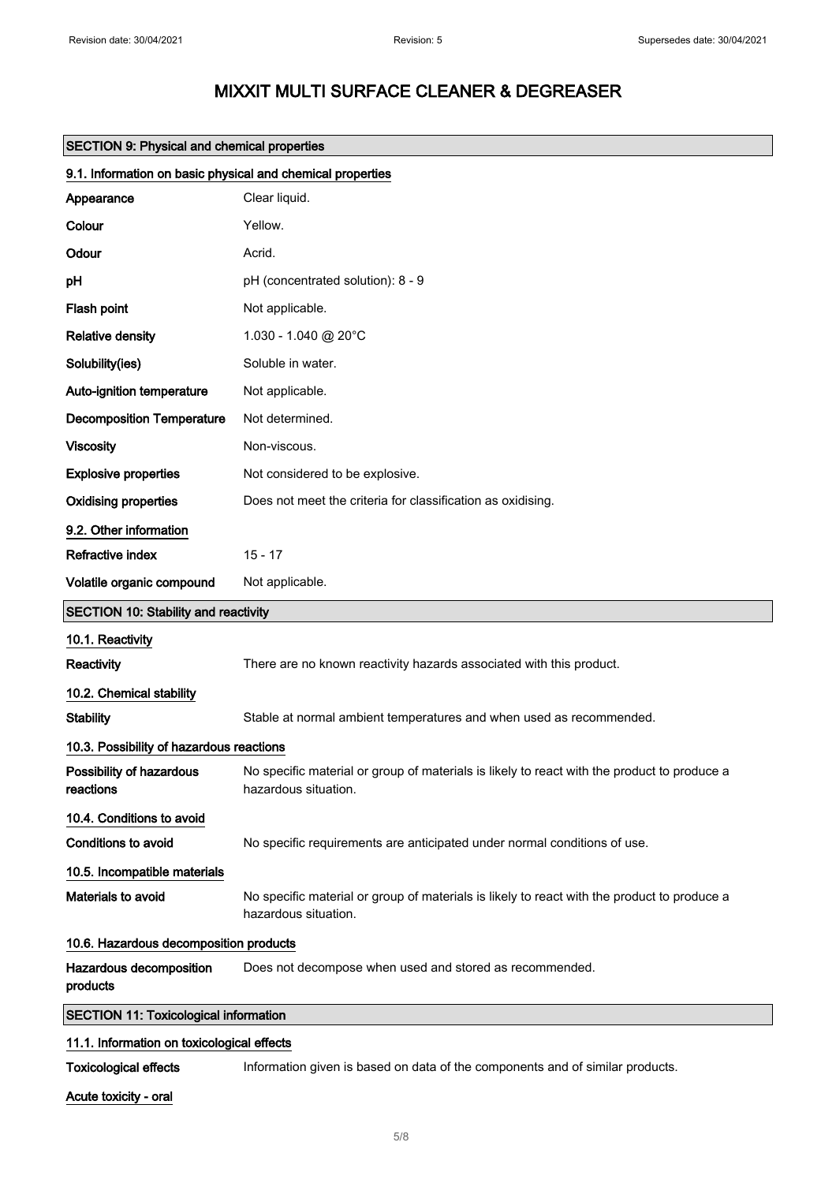# MIXXIT MULTI SURFACE CLEANER & DEGREASER

## SECTION 9: Physical and chemical properties

### 9.1. Information on basic physical and chemical properties

| | |
|---|---|
| **Appearance** | Clear liquid. |
| **Colour** | Yellow. |
| **Odour** | Acrid. |
| **pH** | pH (concentrated solution): 8 - 9 |
| **Flash point** | Not applicable. |
| **Relative density** | 1.030 - 1.040 @ 20°C |
| **Solubility(ies)** | Soluble in water. |
| **Auto-ignition temperature** | Not applicable. |
| **Decomposition Temperature** | Not determined. |
| **Viscosity** | Non-viscous. |
| **Explosive properties** | Not considered to be explosive. |
| **Oxidising properties** | Does not meet the criteria for classification as oxidising. |

### 9.2. Other information

| | |
|---|---|
| **Refractive index** | 15 - 17 |
| **Volatile organic compound** | Not applicable. |

## SECTION 10: Stability and reactivity

### 10.1. Reactivity

**Reactivity** There are no known reactivity hazards associated with this product.

### 10.2. Chemical stability

**Stability** Stable at normal ambient temperatures and when used as recommended.

### 10.3. Possibility of hazardous reactions

**Possibility of hazardous reactions** No specific material or group of materials is likely to react with the product to produce a hazardous situation.

### 10.4. Conditions to avoid

**Conditions to avoid** No specific requirements are anticipated under normal conditions of use.

### 10.5. Incompatible materials

**Materials to avoid** No specific material or group of materials is likely to react with the product to produce a hazardous situation.

### 10.6. Hazardous decomposition products

**Hazardous decomposition products** Does not decompose when used and stored as recommended.

## SECTION 11: Toxicological information

### 11.1. Information on toxicological effects

**Toxicological effects** Information given is based on data of the components and of similar products.

**Acute toxicity - oral**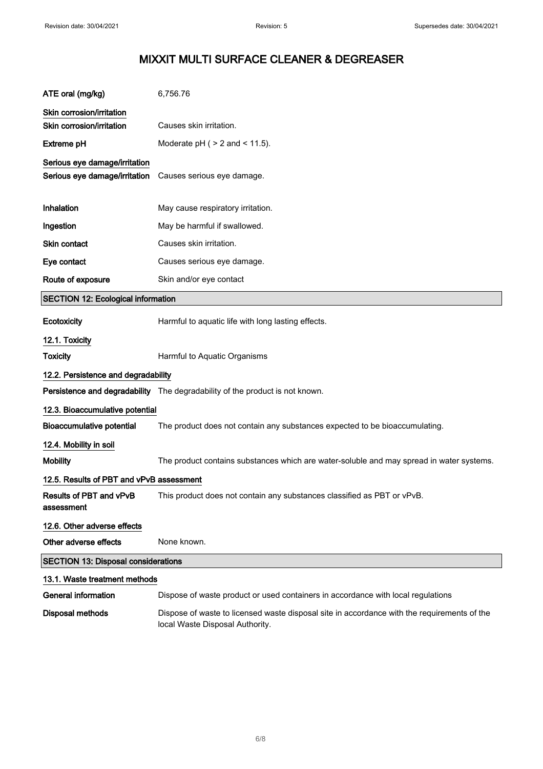# MIXXIT MULTI SURFACE CLEANER & DEGREASER

**ATE oral (mg/kg)** 6,756.76

**Skin corrosion/irritation**

**Skin corrosion/irritation** Causes skin irritation.

**Extreme pH** Moderate pH ( > 2 and < 11.5).

**Serious eye damage/irritation**

**Serious eye damage/irritation** Causes serious eye damage.

**Inhalation** May cause respiratory irritation.

**Ingestion** May be harmful if swallowed.

**Skin contact** Causes skin irritation.

**Eye contact** Causes serious eye damage.

**Route of exposure** Skin and/or eye contact

## SECTION 12: Ecological information

**Ecotoxicity** Harmful to aquatic life with long lasting effects.

### 12.1. Toxicity

**Toxicity** Harmful to Aquatic Organisms

### 12.2. Persistence and degradability

**Persistence and degradability** The degradability of the product is not known.

### 12.3. Bioaccumulative potential

**Bioaccumulative potential** The product does not contain any substances expected to be bioaccumulating.

### 12.4. Mobility in soil

**Mobility** The product contains substances which are water-soluble and may spread in water systems.

### 12.5. Results of PBT and vPvB assessment

**Results of PBT and vPvB assessment** This product does not contain any substances classified as PBT or vPvB.

### 12.6. Other adverse effects

**Other adverse effects** None known.

## SECTION 13: Disposal considerations

### 13.1. Waste treatment methods

**General information** Dispose of waste product or used containers in accordance with local regulations

**Disposal methods** Dispose of waste to licensed waste disposal site in accordance with the requirements of the local Waste Disposal Authority.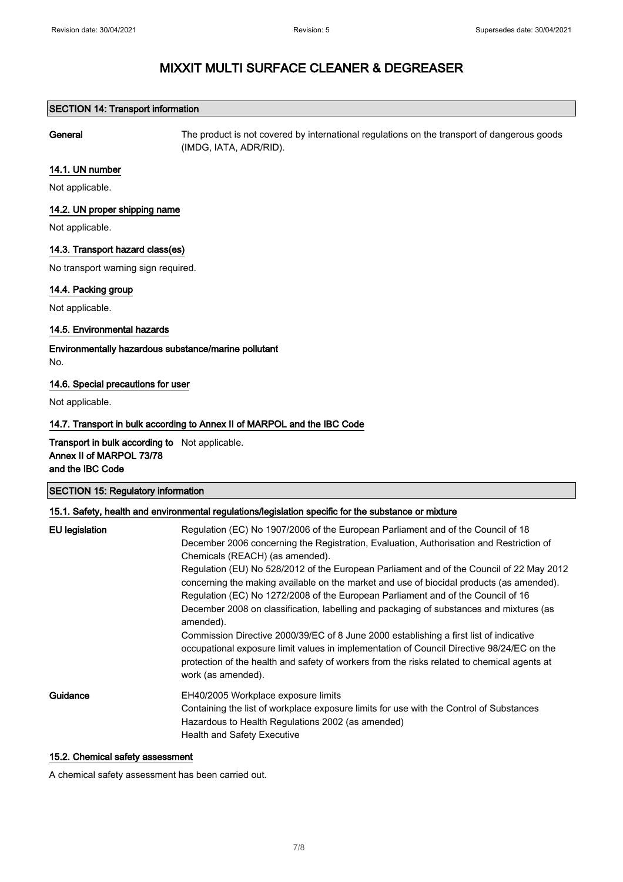# MIXXIT MULTI SURFACE CLEANER & DEGREASER

## SECTION 14: Transport information

**General** The product is not covered by international regulations on the transport of dangerous goods (IMDG, IATA, ADR/RID).

### 14.1. UN number

Not applicable.

### 14.2. UN proper shipping name

Not applicable.

### 14.3. Transport hazard class(es)

No transport warning sign required.

### 14.4. Packing group

Not applicable.

### 14.5. Environmental hazards

**Environmentally hazardous substance/marine pollutant**

No.

### 14.6. Special precautions for user

Not applicable.

### 14.7. Transport in bulk according to Annex II of MARPOL and the IBC Code

**Transport in bulk according to Annex II of MARPOL 73/78 and the IBC Code** Not applicable.

## SECTION 15: Regulatory information

### 15.1. Safety, health and environmental regulations/legislation specific for the substance or mixture

**EU legislation**

Regulation (EC) No 1907/2006 of the European Parliament and of the Council of 18 December 2006 concerning the Registration, Evaluation, Authorisation and Restriction of Chemicals (REACH) (as amended).

Regulation (EU) No 528/2012 of the European Parliament and of the Council of 22 May 2012 concerning the making available on the market and use of biocidal products (as amended).

Regulation (EC) No 1272/2008 of the European Parliament and of the Council of 16 December 2008 on classification, labelling and packaging of substances and mixtures (as amended).

Commission Directive 2000/39/EC of 8 June 2000 establishing a first list of indicative occupational exposure limit values in implementation of Council Directive 98/24/EC on the protection of the health and safety of workers from the risks related to chemical agents at work (as amended).

**Guidance**

EH40/2005 Workplace exposure limits
Containing the list of workplace exposure limits for use with the Control of Substances Hazardous to Health Regulations 2002 (as amended)
Health and Safety Executive

### 15.2. Chemical safety assessment

A chemical safety assessment has been carried out.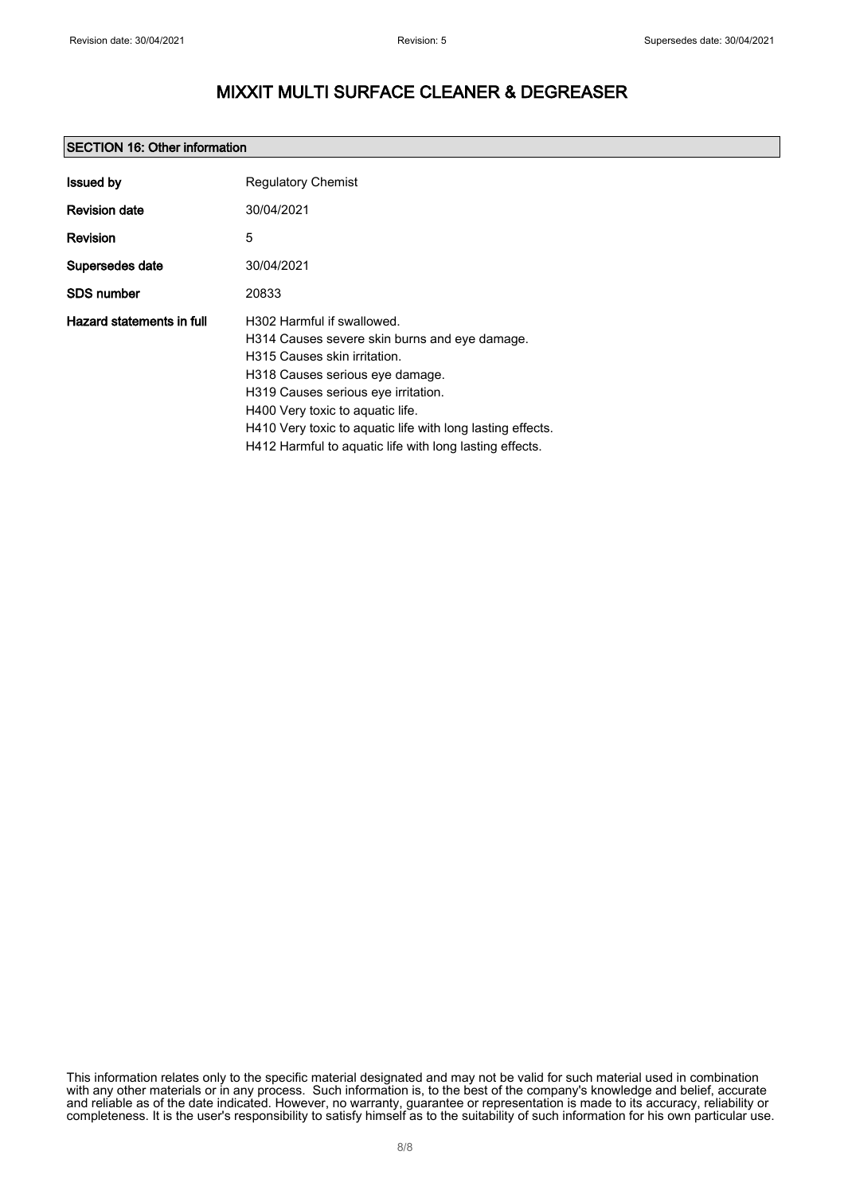# MIXXIT MULTI SURFACE CLEANER & DEGREASER

## SECTION 16: Other information

| | |
|---|---|
| **Issued by** | Regulatory Chemist |
| **Revision date** | 30/04/2021 |
| **Revision** | 5 |
| **Supersedes date** | 30/04/2021 |
| **SDS number** | 20833 |
| **Hazard statements in full** | H302 Harmful if swallowed.<br>H314 Causes severe skin burns and eye damage.<br>H315 Causes skin irritation.<br>H318 Causes serious eye damage.<br>H319 Causes serious eye irritation.<br>H400 Very toxic to aquatic life.<br>H410 Very toxic to aquatic life with long lasting effects.<br>H412 Harmful to aquatic life with long lasting effects. |

This information relates only to the specific material designated and may not be valid for such material used in combination with any other materials or in any process. Such information is, to the best of the company's knowledge and belief, accurate and reliable as of the date indicated. However, no warranty, guarantee or representation is made to its accuracy, reliability or completeness. It is the user's responsibility to satisfy himself as to the suitability of such information for his own particular use.